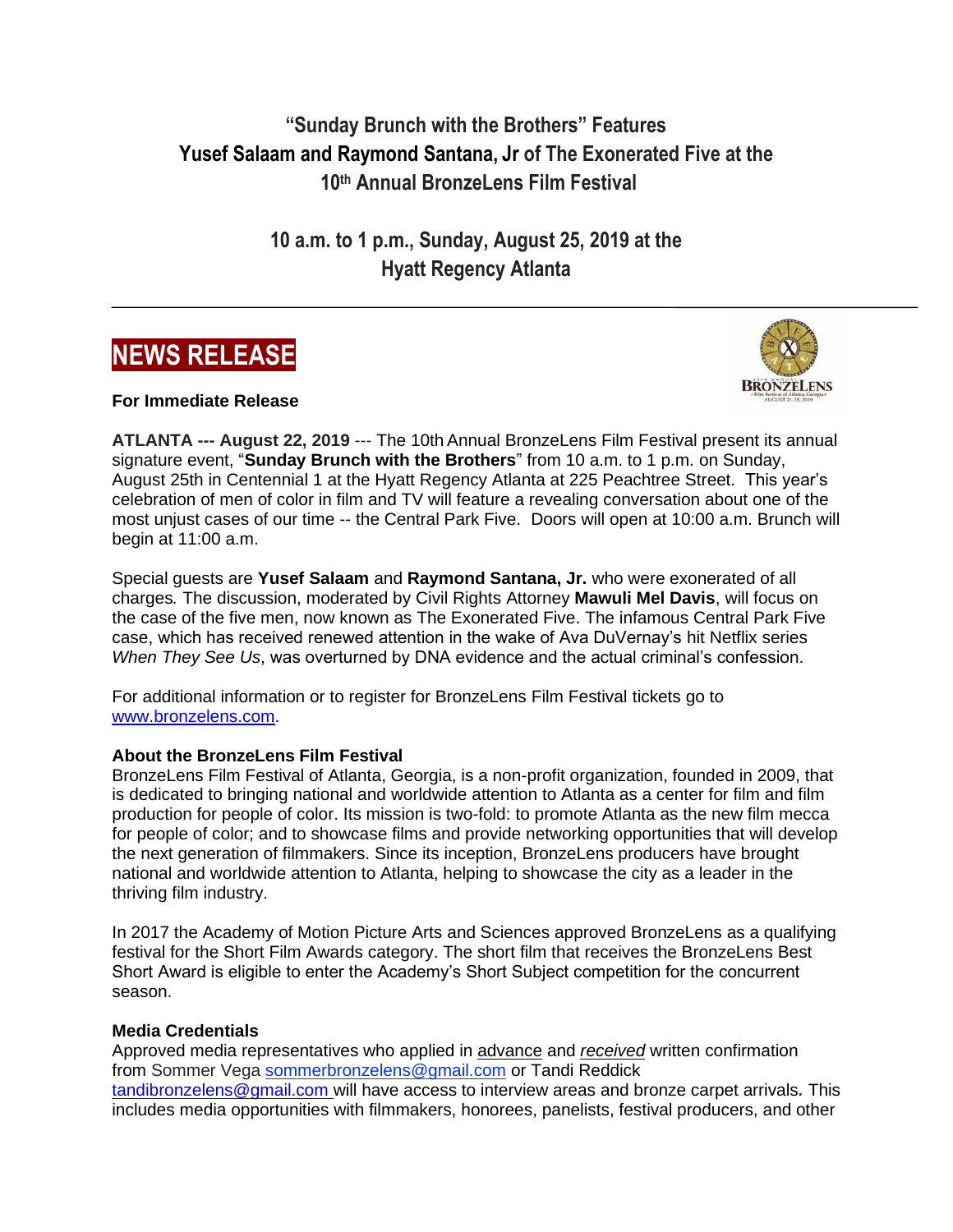# "Sunday Brunch with the Brothers" Features Yusef Salaam and Raymond Santana, Jr of The Exonerated Five at the 10th Annual BronzeLens Film Festival

## 10 a.m. to 1 p.m., Sunday, August 25, 2019 at the Hyatt Regency Atlanta

---

## NEWS RELEASE

**For Immediate Release**

**ATLANTA --- August 22, 2019** --- The 10th Annual BronzeLens Film Festival present its annual signature event, "**Sunday Brunch with the Brothers**" from 10 a.m. to 1 p.m. on Sunday, August 25th in Centennial 1 at the Hyatt Regency Atlanta at 225 Peachtree Street. This year's celebration of men of color in film and TV will feature a revealing conversation about one of the most unjust cases of our time -- the Central Park Five. Doors will open at 10:00 a.m. Brunch will begin at 11:00 a.m.

Special guests are **Yusef Salaam** and **Raymond Santana, Jr.** who were exonerated of all charges*.* The discussion, moderated by Civil Rights Attorney **Mawuli Mel Davis**, will focus on the case of the five men, now known as The Exonerated Five. The infamous Central Park Five case, which has received renewed attention in the wake of Ava DuVernay's hit Netflix series *When They See Us*, was overturned by DNA evidence and the actual criminal's confession.

For additional information or to register for BronzeLens Film Festival tickets go to www.bronzelens.com.

**About the BronzeLens Film Festival**

BronzeLens Film Festival of Atlanta, Georgia, is a non-profit organization, founded in 2009, that is dedicated to bringing national and worldwide attention to Atlanta as a center for film and film production for people of color. Its mission is two-fold: to promote Atlanta as the new film mecca for people of color; and to showcase films and provide networking opportunities that will develop the next generation of filmmakers. Since its inception, BronzeLens producers have brought national and worldwide attention to Atlanta, helping to showcase the city as a leader in the thriving film industry.

In 2017 the Academy of Motion Picture Arts and Sciences approved BronzeLens as a qualifying festival for the Short Film Awards category. The short film that receives the BronzeLens Best Short Award is eligible to enter the Academy's Short Subject competition for the concurrent season.

**Media Credentials**

Approved media representatives who applied in advance and *received* written confirmation from Sommer Vega sommerbronzelens@gmail.com or Tandi Reddick tandibronzelens@gmail.com will have access to interview areas and bronze carpet arrivals. This includes media opportunities with filmmakers, honorees, panelists, festival producers, and other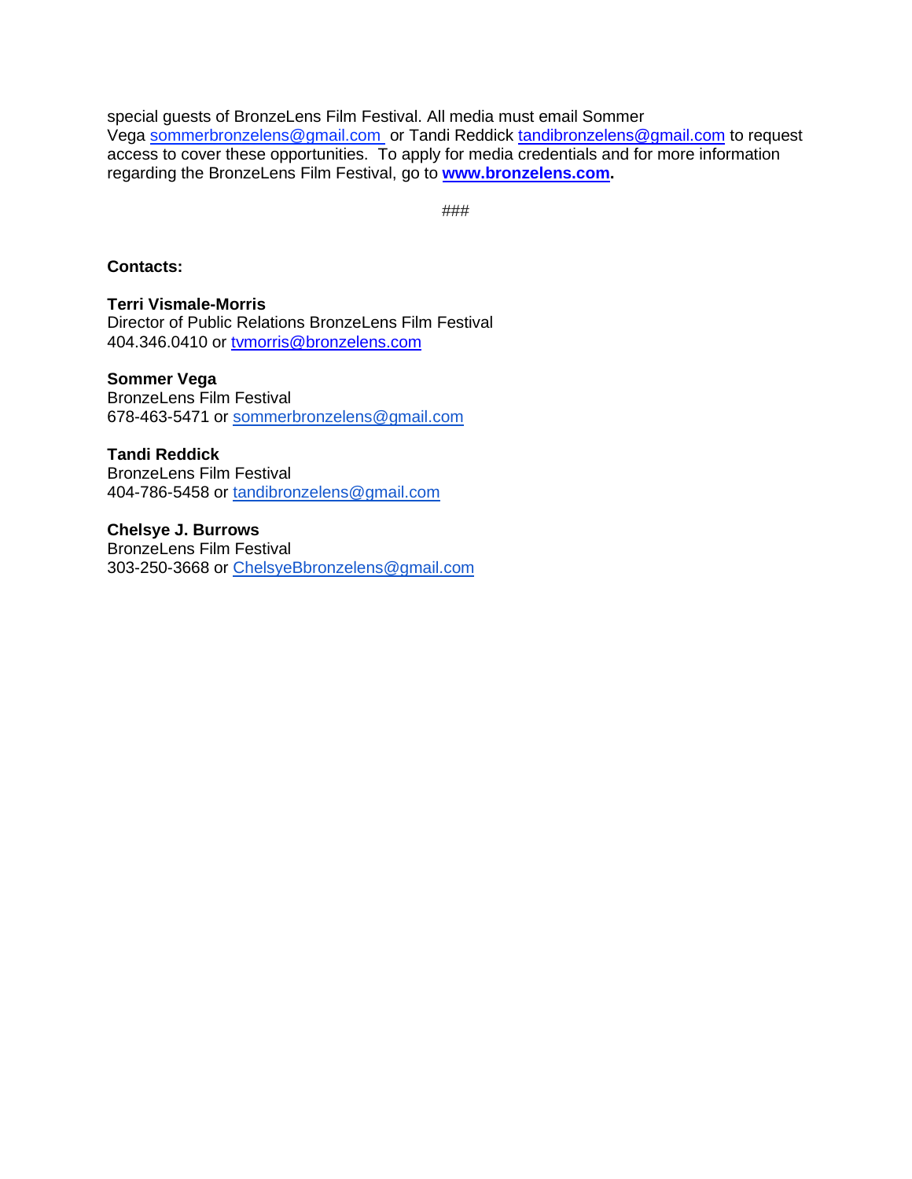special guests of BronzeLens Film Festival. All media must email Sommer Vega sommerbronzelens@gmail.com or Tandi Reddick tandibronzelens@gmail.com to request access to cover these opportunities. To apply for media credentials and for more information regarding the BronzeLens Film Festival, go to **www.bronzelens.com.**

###

**Contacts:**

**Terri Vismale-Morris**
Director of Public Relations BronzeLens Film Festival
404.346.0410 or tvmorris@bronzelens.com

**Sommer Vega**
BronzeLens Film Festival
678-463-5471 or sommerbronzelens@gmail.com

**Tandi Reddick**
BronzeLens Film Festival
404-786-5458 or tandibronzelens@gmail.com

**Chelsye J. Burrows**
BronzeLens Film Festival
303-250-3668 or ChelsyeBbronzelens@gmail.com